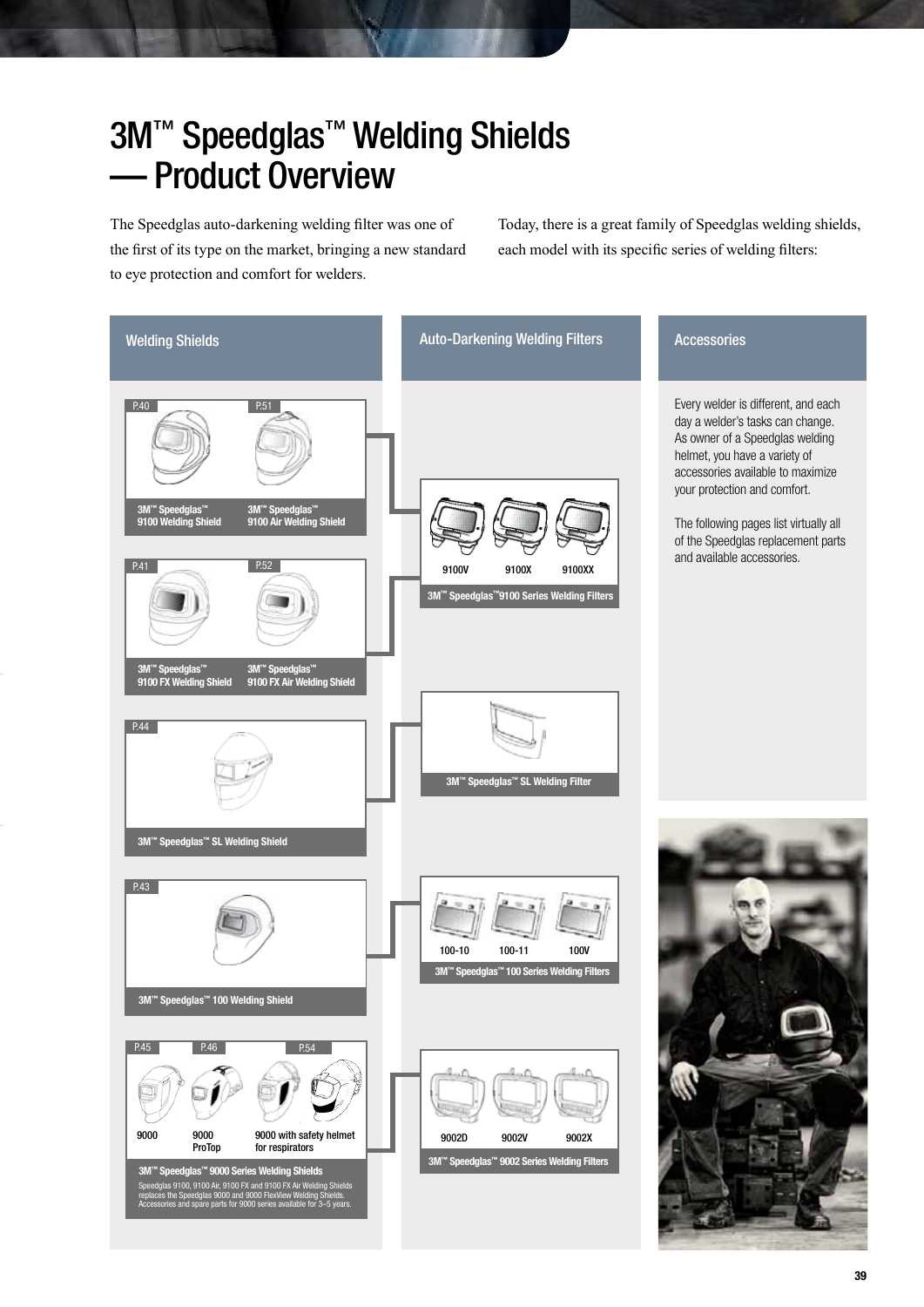# 3M™ Speedglas™ Welding Shields — Product Overview

The Speedglas auto-darkening welding filter was one of the first of its type on the market, bringing a new standard to eye protection and comfort for welders.

Today, there is a great family of Speedglas welding shields, each model with its specific series of welding filters:

## Welding Shields

P.40 — 3M™ Speedglas™ 9100 Welding Shield

P.51 — 3M™ Speedglas™ 9100 Air Welding Shield

P.41 — 3M™ Speedglas™ 9100 FX Welding Shield

P.52 — 3M™ Speedglas™ 9100 FX Air Welding Shield

P.44 — 3M™ Speedglas™ SL Welding Shield

P.43 — 3M™ Speedglas™ 100 Welding Shield

P.45 — 9000

P.46 — 9000 ProTop

P.54 — 9000 with safety helmet for respirators

3M™ Speedglas™ 9000 Series Welding Shields

Speedglas 9100, 9100 Air, 9100 FX and 9100 FX Air Welding Shields replaces the Speedglas 9000 and 9000 FlexView Welding Shields. Accessories and spare parts for 9000 series available for 3–5 years.

## Auto-Darkening Welding Filters

3M™ Speedglas™ 9100 Series Welding Filters: 9100V, 9100X, 9100XX

3M™ Speedglas™ SL Welding Filter

3M™ Speedglas™ 100 Series Welding Filters: 100-10, 100-11, 100V

3M™ Speedglas™ 9002 Series Welding Filters: 9002D, 9002V, 9002X

## Accessories

Every welder is different, and each day a welder's tasks can change. As owner of a Speedglas welding helmet, you have a variety of accessories available to maximize your protection and comfort.

The following pages list virtually all of the Speedglas replacement parts and available accessories.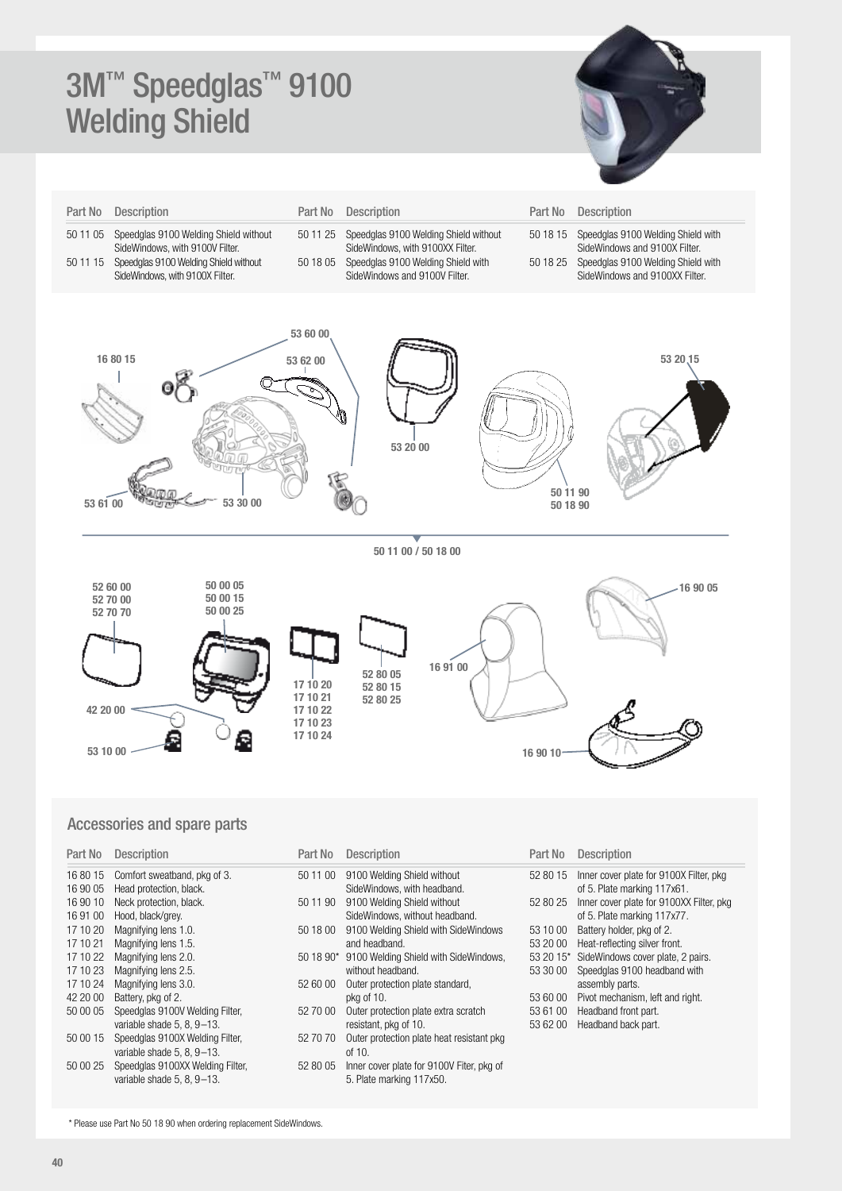# 3M™ Speedglas™ 9100 Welding Shield

| Part No | Description | Part No | Description | Part No | Description |
|---|---|---|---|---|---|
| 50 11 05 | Speedglas 9100 Welding Shield without SideWindows, with 9100V Filter. | 50 11 25 | Speedglas 9100 Welding Shield without SideWindows, with 9100XX Filter. | 50 18 15 | Speedglas 9100 Welding Shield with SideWindows and 9100X Filter. |
| 50 11 15 | Speedglas 9100 Welding Shield without SideWindows, with 9100X Filter. | 50 18 05 | Speedglas 9100 Welding Shield with SideWindows and 9100V Filter. | 50 18 25 | Speedglas 9100 Welding Shield with SideWindows and 9100XX Filter. |

16 80 15, 53 60 00, 53 62 00, 53 20 15, 53 20 00, 53 61 00, 53 30 00, 50 11 90, 50 18 90

50 11 00 / 50 18 00

52 60 00, 52 70 00, 52 70 70, 50 00 05, 50 00 15, 50 00 25, 16 90 05, 16 91 00, 52 80 05, 52 80 15, 52 80 25, 17 10 20, 17 10 21, 17 10 22, 17 10 23, 17 10 24, 42 20 00, 53 10 00, 16 90 10

## Accessories and spare parts

| Part No | Description | Part No | Description | Part No | Description |
|---|---|---|---|---|---|
| 16 80 15 | Comfort sweatband, pkg of 3. | 50 11 00 | 9100 Welding Shield without SideWindows, with headband. | 52 80 15 | Inner cover plate for 9100X Filter, pkg of 5. Plate marking 117x61. |
| 16 90 05 | Head protection, black. | 50 11 90 | 9100 Welding Shield without SideWindows, without headband. | 52 80 25 | Inner cover plate for 9100XX Filter, pkg of 5. Plate marking 117x77. |
| 16 90 10 | Neck protection, black. | 50 18 00 | 9100 Welding Shield with SideWindows and headband. | 53 10 00 | Battery holder, pkg of 2. |
| 16 91 00 | Hood, black/grey. | 50 18 90* | 9100 Welding Shield with SideWindows, without headband. | 53 20 00 | Heat-reflecting silver front. |
| 17 10 20 | Magnifying lens 1.0. | 52 60 00 | Outer protection plate standard, pkg of 10. | 53 20 15* | SideWindows cover plate, 2 pairs. |
| 17 10 21 | Magnifying lens 1.5. | 52 70 00 | Outer protection plate extra scratch resistant, pkg of 10. | 53 30 00 | Speedglas 9100 headband with assembly parts. |
| 17 10 22 | Magnifying lens 2.0. | 52 70 70 | Outer protection plate heat resistant pkg of 10. | 53 60 00 | Pivot mechanism, left and right. |
| 17 10 23 | Magnifying lens 2.5. | 52 80 05 | Inner cover plate for 9100V Fiter, pkg of 5. Plate marking 117x50. | 53 61 00 | Headband front part. |
| 17 10 24 | Magnifying lens 3.0. | | | 53 62 00 | Headband back part. |
| 42 20 00 | Battery, pkg of 2. | | | | |
| 50 00 05 | Speedglas 9100V Welding Filter, variable shade 5, 8, 9–13. | | | | |
| 50 00 15 | Speedglas 9100X Welding Filter, variable shade 5, 8, 9–13. | | | | |
| 50 00 25 | Speedglas 9100XX Welding Filter, variable shade 5, 8, 9–13. | | | | |

* Please use Part No 50 18 90 when ordering replacement SideWindows.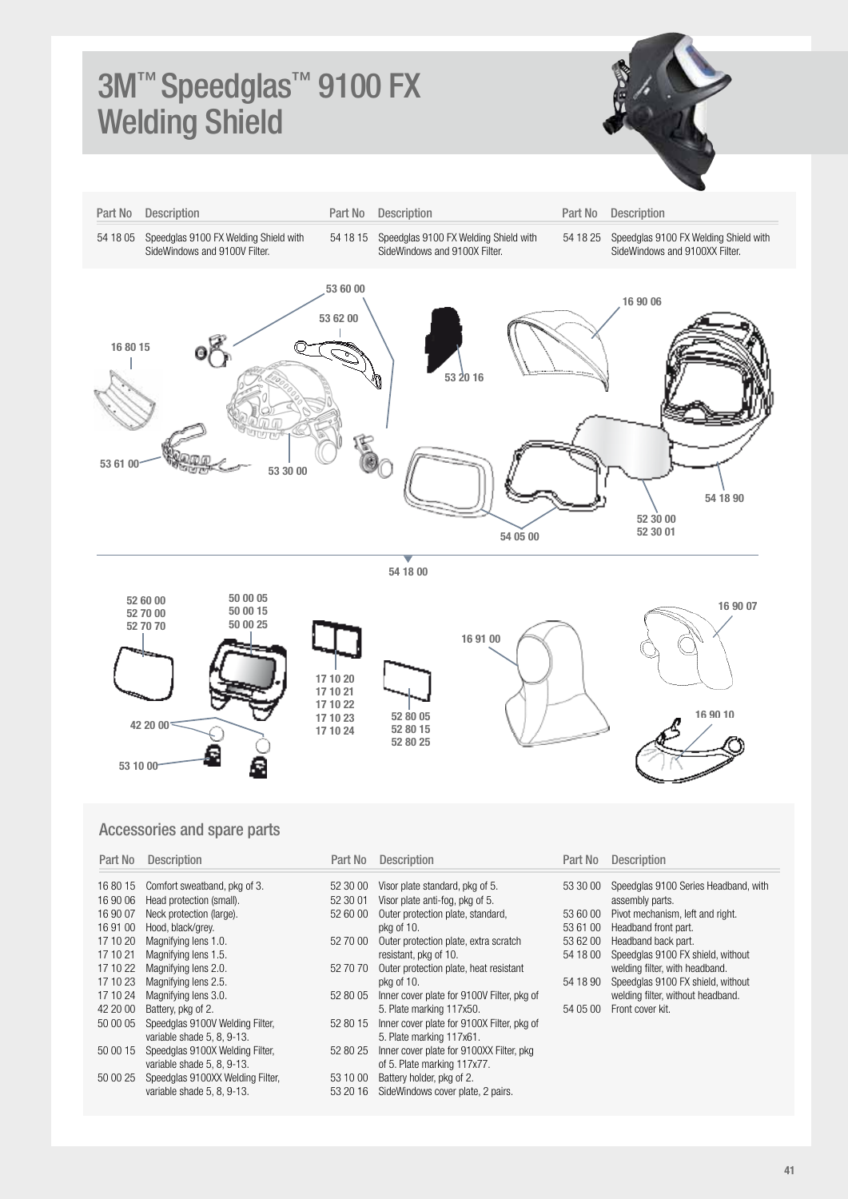# 3M™ Speedglas™ 9100 FX Welding Shield

| Part No | Description | Part No | Description | Part No | Description |
|---|---|---|---|---|---|
| 54 18 05 | Speedglas 9100 FX Welding Shield with SideWindows and 9100V Filter. | 54 18 15 | Speedglas 9100 FX Welding Shield with SideWindows and 9100X Filter. | 54 18 25 | Speedglas 9100 FX Welding Shield with SideWindows and 9100XX Filter. |

## Accessories and spare parts

| Part No | Description |
|---|---|
| 16 80 15 | Comfort sweatband, pkg of 3. |
| 16 90 06 | Head protection (small). |
| 16 90 07 | Neck protection (large). |
| 16 91 00 | Hood, black/grey. |
| 17 10 20 | Magnifying lens 1.0. |
| 17 10 21 | Magnifying lens 1.5. |
| 17 10 22 | Magnifying lens 2.0. |
| 17 10 23 | Magnifying lens 2.5. |
| 17 10 24 | Magnifying lens 3.0. |
| 42 20 00 | Battery, pkg of 2. |
| 50 00 05 | Speedglas 9100V Welding Filter, variable shade 5, 8, 9-13. |
| 50 00 15 | Speedglas 9100X Welding Filter, variable shade 5, 8, 9-13. |
| 50 00 25 | Speedglas 9100XX Welding Filter, variable shade 5, 8, 9-13. |
| 52 30 00 | Visor plate standard, pkg of 5. |
| 52 30 01 | Visor plate anti-fog, pkg of 5. |
| 52 60 00 | Outer protection plate, standard, pkg of 10. |
| 52 70 00 | Outer protection plate, extra scratch resistant, pkg of 10. |
| 52 70 70 | Outer protection plate, heat resistant pkg of 10. |
| 52 80 05 | Inner cover plate for 9100V Filter, pkg of 5. Plate marking 117x50. |
| 52 80 15 | Inner cover plate for 9100X Filter, pkg of 5. Plate marking 117x61. |
| 52 80 25 | Inner cover plate for 9100XX Filter, pkg of 5. Plate marking 117x77. |
| 53 10 00 | Battery holder, pkg of 2. |
| 53 20 16 | SideWindows cover plate, 2 pairs. |
| 53 30 00 | Speedglas 9100 Series Headband, with assembly parts. |
| 53 60 00 | Pivot mechanism, left and right. |
| 53 61 00 | Headband front part. |
| 53 62 00 | Headband back part. |
| 54 18 00 | Speedglas 9100 FX shield, without welding filter, with headband. |
| 54 18 90 | Speedglas 9100 FX shield, without welding filter, without headband. |
| 54 05 00 | Front cover kit. |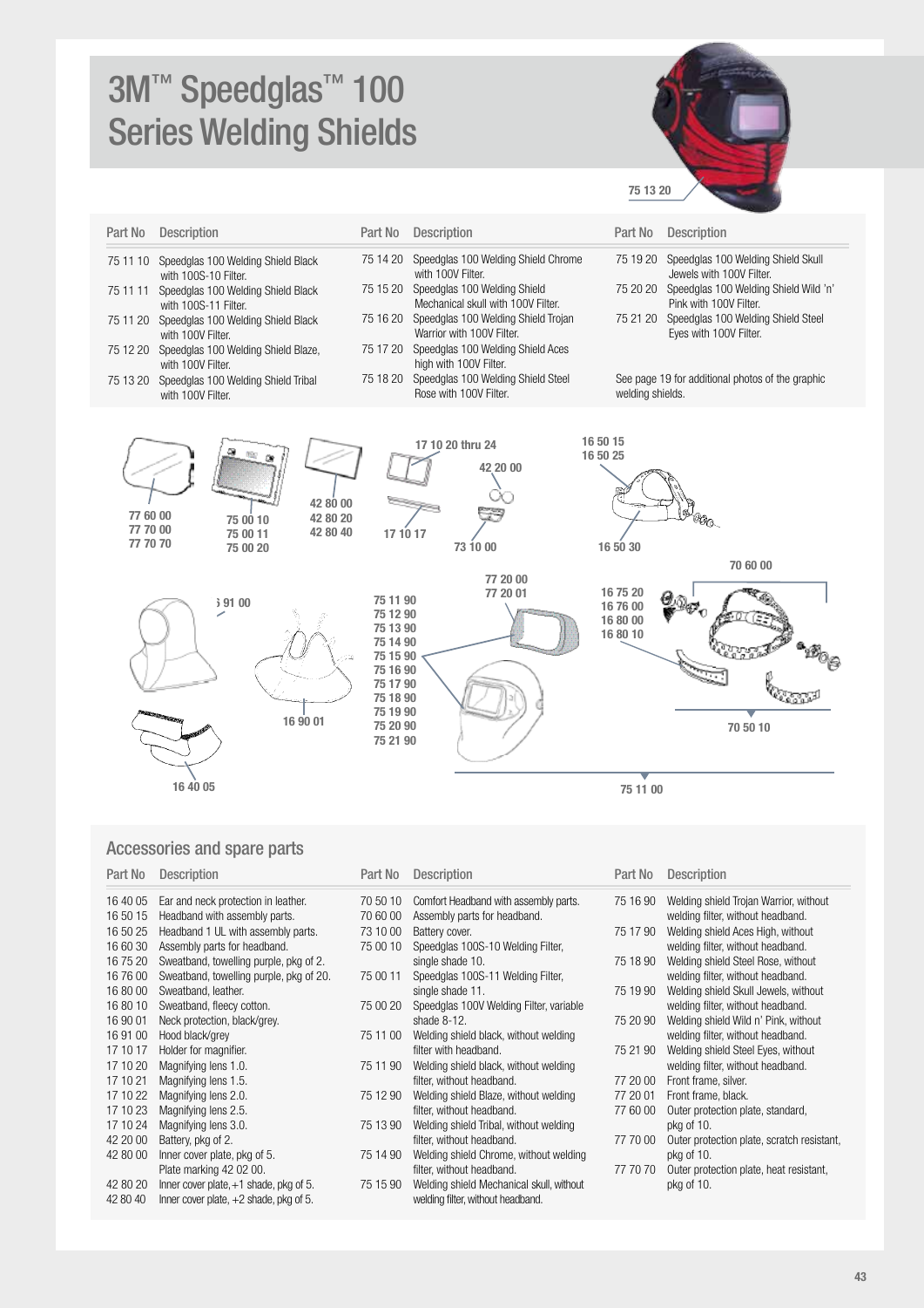# 3M™ Speedglas™ 100 Series Welding Shields

75 13 20

| Part No | Description |
|---|---|
| 75 11 10 | Speedglas 100 Welding Shield Black with 100S-10 Filter. |
| 75 11 11 | Speedglas 100 Welding Shield Black with 100S-11 Filter. |
| 75 11 20 | Speedglas 100 Welding Shield Black with 100V Filter. |
| 75 12 20 | Speedglas 100 Welding Shield Blaze, with 100V Filter. |
| 75 13 20 | Speedglas 100 Welding Shield Tribal with 100V Filter. |
| 75 14 20 | Speedglas 100 Welding Shield Chrome with 100V Filter. |
| 75 15 20 | Speedglas 100 Welding Shield Mechanical skull with 100V Filter. |
| 75 16 20 | Speedglas 100 Welding Shield Trojan Warrior with 100V Filter. |
| 75 17 20 | Speedglas 100 Welding Shield Aces high with 100V Filter. |
| 75 18 20 | Speedglas 100 Welding Shield Steel Rose with 100V Filter. |
| 75 19 20 | Speedglas 100 Welding Shield Skull Jewels with 100V Filter. |
| 75 20 20 | Speedglas 100 Welding Shield Wild 'n' Pink with 100V Filter. |
| 75 21 20 | Speedglas 100 Welding Shield Steel Eyes with 100V Filter. |

See page 19 for additional photos of the graphic welding shields.

77 60 00
77 70 00
77 70 70

75 00 10
75 00 11
75 00 20

42 80 00
42 80 20
42 80 40

17 10 20 thru 24

17 10 17

42 20 00

73 10 00

16 50 15
16 50 25

16 50 30

70 60 00

16 91 00

16 90 01

16 40 05

75 11 90
75 12 90
75 13 90
75 14 90
75 15 90
75 16 90
75 17 90
75 18 90
75 19 90
75 20 90
75 21 90

77 20 00
77 20 01

16 75 20
16 76 00
16 80 00
16 80 10

70 50 10

75 11 00

## Accessories and spare parts

| Part No | Description |
|---|---|
| 16 40 05 | Ear and neck protection in leather. |
| 16 50 15 | Headband with assembly parts. |
| 16 50 25 | Headband 1 UL with assembly parts. |
| 16 60 30 | Assembly parts for headband. |
| 16 75 20 | Sweatband, towelling purple, pkg of 2. |
| 16 76 00 | Sweatband, towelling purple, pkg of 20. |
| 16 80 00 | Sweatband, leather. |
| 16 80 10 | Sweatband, fleecy cotton. |
| 16 90 01 | Neck protection, black/grey. |
| 16 91 00 | Hood black/grey |
| 17 10 17 | Holder for magnifier. |
| 17 10 20 | Magnifying lens 1.0. |
| 17 10 21 | Magnifying lens 1.5. |
| 17 10 22 | Magnifying lens 2.0. |
| 17 10 23 | Magnifying lens 2.5. |
| 17 10 24 | Magnifying lens 3.0. |
| 42 20 00 | Battery, pkg of 2. |
| 42 80 00 | Inner cover plate, pkg of 5. Plate marking 42 02 00. |
| 42 80 20 | Inner cover plate, +1 shade, pkg of 5. |
| 42 80 40 | Inner cover plate, +2 shade, pkg of 5. |
| 70 50 10 | Comfort Headband with assembly parts. |
| 70 60 00 | Assembly parts for headband. |
| 73 10 00 | Battery cover. |
| 75 00 10 | Speedglas 100S-10 Welding Filter, single shade 10. |
| 75 00 11 | Speedglas 100S-11 Welding Filter, single shade 11. |
| 75 00 20 | Speedglas 100V Welding Filter, variable shade 8-12. |
| 75 11 00 | Welding shield black, without welding filter with headband. |
| 75 11 90 | Welding shield black, without welding filter, without headband. |
| 75 12 90 | Welding shield Blaze, without welding filter, without headband. |
| 75 13 90 | Welding shield Tribal, without welding filter, without headband. |
| 75 14 90 | Welding shield Chrome, without welding filter, without headband. |
| 75 15 90 | Welding shield Mechanical skull, without welding filter, without headband. |
| 75 16 90 | Welding shield Trojan Warrior, without welding filter, without headband. |
| 75 17 90 | Welding shield Aces High, without welding filter, without headband. |
| 75 18 90 | Welding shield Steel Rose, without welding filter, without headband. |
| 75 19 90 | Welding shield Skull Jewels, without welding filter, without headband. |
| 75 20 90 | Welding shield Wild n' Pink, without welding filter, without headband. |
| 75 21 90 | Welding shield Steel Eyes, without welding filter, without headband. |
| 77 20 00 | Front frame, silver. |
| 77 20 01 | Front frame, black. |
| 77 60 00 | Outer protection plate, standard, pkg of 10. |
| 77 70 00 | Outer protection plate, scratch resistant, pkg of 10. |
| 77 70 70 | Outer protection plate, heat resistant, pkg of 10. |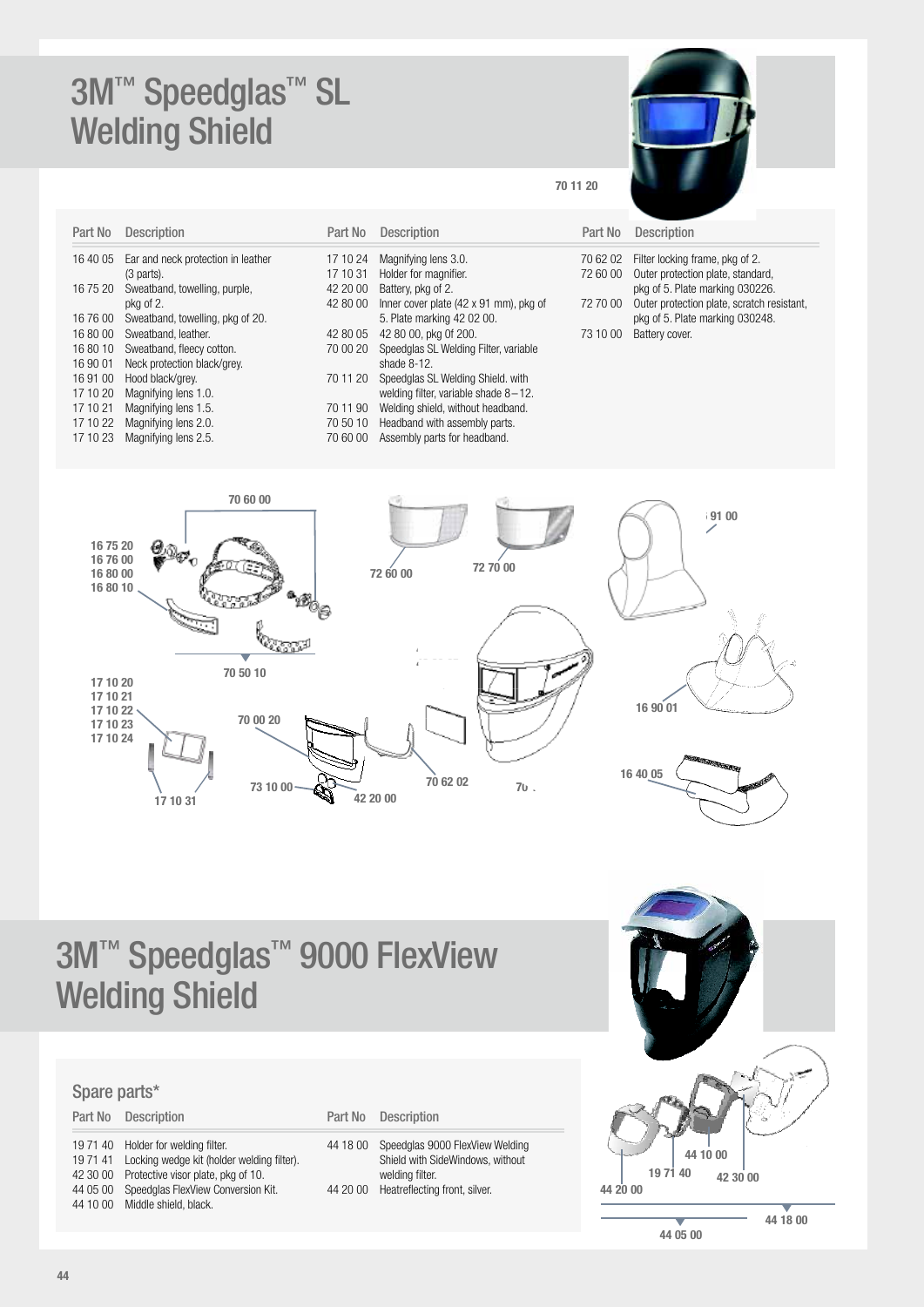# 3M™ Speedglas™ SL Welding Shield

70 11 20

| Part No | Description | Part No | Description | Part No | Description |
|---|---|---|---|---|---|
| 16 40 05 | Ear and neck protection in leather (3 parts). | 17 10 24 | Magnifying lens 3.0. | 70 62 02 | Filter locking frame, pkg of 2. |
| 16 75 20 | Sweatband, towelling, purple, pkg of 2. | 17 10 31 | Holder for magnifier. | 72 60 00 | Outer protection plate, standard, pkg of 5. Plate marking 030226. |
| 16 76 00 | Sweatband, towelling, pkg of 20. | 42 20 00 | Battery, pkg of 2. | 72 70 00 | Outer protection plate, scratch resistant, pkg of 5. Plate marking 030248. |
| 16 80 00 | Sweatband, leather. | 42 80 00 | Inner cover plate (42 x 91 mm), pkg of 5. Plate marking 42 02 00. | 73 10 00 | Battery cover. |
| 16 80 10 | Sweatband, fleecy cotton. | 42 80 05 | 42 80 00, pkg 0f 200. | | |
| 16 90 01 | Neck protection black/grey. | 70 00 20 | Speedglas SL Welding Filter, variable shade 8-12. | | |
| 16 91 00 | Hood black/grey. | 70 11 20 | Speedglas SL Welding Shield. with welding filter, variable shade 8 – 12. | | |
| 17 10 20 | Magnifying lens 1.0. | 70 11 90 | Welding shield, without headband. | | |
| 17 10 21 | Magnifying lens 1.5. | 70 50 10 | Headband with assembly parts. | | |
| 17 10 22 | Magnifying lens 2.0. | 70 60 00 | Assembly parts for headband. | | |
| 17 10 23 | Magnifying lens 2.5. | | | | |

# 3M™ Speedglas™ 9000 FlexView Welding Shield

## Spare parts*

| Part No | Description | Part No | Description |
|---|---|---|---|
| 19 71 40 | Holder for welding filter. | 44 18 00 | Speedglas 9000 FlexView Welding Shield with SideWindows, without welding filter. |
| 19 71 41 | Locking wedge kit (holder welding filter). | 44 20 00 | Heatreflecting front, silver. |
| 42 30 00 | Protective visor plate, pkg of 10. | | |
| 44 05 00 | Speedglas FlexView Conversion Kit. | | |
| 44 10 00 | Middle shield, black. | | |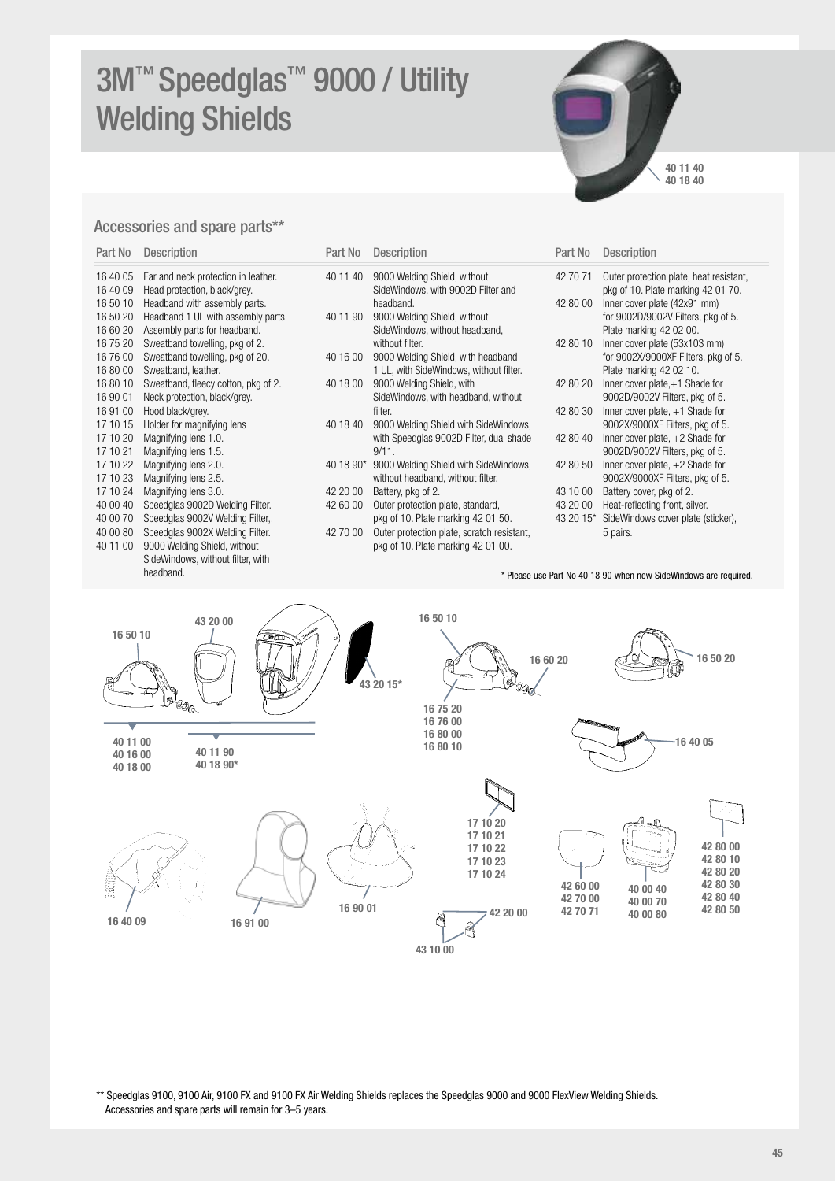# 3M™ Speedglas™ 9000 / Utility Welding Shields

40 11 40
40 18 40

## Accessories and spare parts**

| Part No | Description |
|---|---|
| 16 40 05 | Ear and neck protection in leather. |
| 16 40 09 | Head protection, black/grey. |
| 16 50 10 | Headband with assembly parts. |
| 16 50 20 | Headband 1 UL with assembly parts. |
| 16 60 20 | Assembly parts for headband. |
| 16 75 20 | Sweatband towelling, pkg of 2. |
| 16 76 00 | Sweatband towelling, pkg of 20. |
| 16 80 00 | Sweatband, leather. |
| 16 80 10 | Sweatband, fleecy cotton, pkg of 2. |
| 16 90 01 | Neck protection, black/grey. |
| 16 91 00 | Hood black/grey. |
| 17 10 15 | Holder for magnifying lens |
| 17 10 20 | Magnifying lens 1.0. |
| 17 10 21 | Magnifying lens 1.5. |
| 17 10 22 | Magnifying lens 2.0. |
| 17 10 23 | Magnifying lens 2.5. |
| 17 10 24 | Magnifying lens 3.0. |
| 40 00 40 | Speedglas 9002D Welding Filter. |
| 40 00 70 | Speedglas 9002V Welding Filter,. |
| 40 00 80 | Speedglas 9002X Welding Filter. |
| 40 11 00 | 9000 Welding Shield, without SideWindows, without filter, with headband. |
| 40 11 40 | 9000 Welding Shield, without SideWindows, with 9002D Filter and headband. |
| 40 11 90 | 9000 Welding Shield, without SideWindows, without headband, without filter. |
| 40 16 00 | 9000 Welding Shield, with headband 1 UL, with SideWindows, without filter. |
| 40 18 00 | 9000 Welding Shield, with SideWindows, with headband, without filter. |
| 40 18 40 | 9000 Welding Shield with SideWindows, with Speedglas 9002D Filter, dual shade 9/11. |
| 40 18 90* | 9000 Welding Shield with SideWindows, without headband, without filter. |
| 42 20 00 | Battery, pkg of 2. |
| 42 60 00 | Outer protection plate, standard, pkg of 10. Plate marking 42 01 50. |
| 42 70 00 | Outer protection plate, scratch resistant, pkg of 10. Plate marking 42 01 00. |
| 42 70 71 | Outer protection plate, heat resistant, pkg of 10. Plate marking 42 01 70. |
| 42 80 00 | Inner cover plate (42x91 mm) for 9002D/9002V Filters, pkg of 5. Plate marking 42 02 00. |
| 42 80 10 | Inner cover plate (53x103 mm) for 9002X/9000XF Filters, pkg of 5. Plate marking 42 02 10. |
| 42 80 20 | Inner cover plate,+1 Shade for 9002D/9002V Filters, pkg of 5. |
| 42 80 30 | Inner cover plate, +1 Shade for 9002X/9000XF Filters, pkg of 5. |
| 42 80 40 | Inner cover plate, +2 Shade for 9002D/9002V Filters, pkg of 5. |
| 42 80 50 | Inner cover plate, +2 Shade for 9002X/9000XF Filters, pkg of 5. |
| 43 10 00 | Battery cover, pkg of 2. |
| 43 20 00 | Heat-reflecting front, silver. |
| 43 20 15* | SideWindows cover plate (sticker), 5 pairs. |

\* Please use Part No 40 18 90 when new SideWindows are required.

16 50 10 — 43 20 00 — 43 20 15* — 40 11 00, 40 16 00, 40 18 00 — 40 11 90, 40 18 90*

16 50 10 — 16 60 20 — 16 75 20, 16 76 00, 16 80 00, 16 80 10 — 16 50 20 — 16 40 05

16 40 09 — 16 91 00 — 16 90 01 — 17 10 20, 17 10 21, 17 10 22, 17 10 23, 17 10 24 — 42 20 00 — 43 10 00 — 42 60 00, 42 70 00, 42 70 71 — 40 00 40, 40 00 70, 40 00 80 — 42 80 00, 42 80 10, 42 80 20, 42 80 30, 42 80 40, 42 80 50

\*\* Speedglas 9100, 9100 Air, 9100 FX and 9100 FX Air Welding Shields replaces the Speedglas 9000 and 9000 FlexView Welding Shields. Accessories and spare parts will remain for 3–5 years.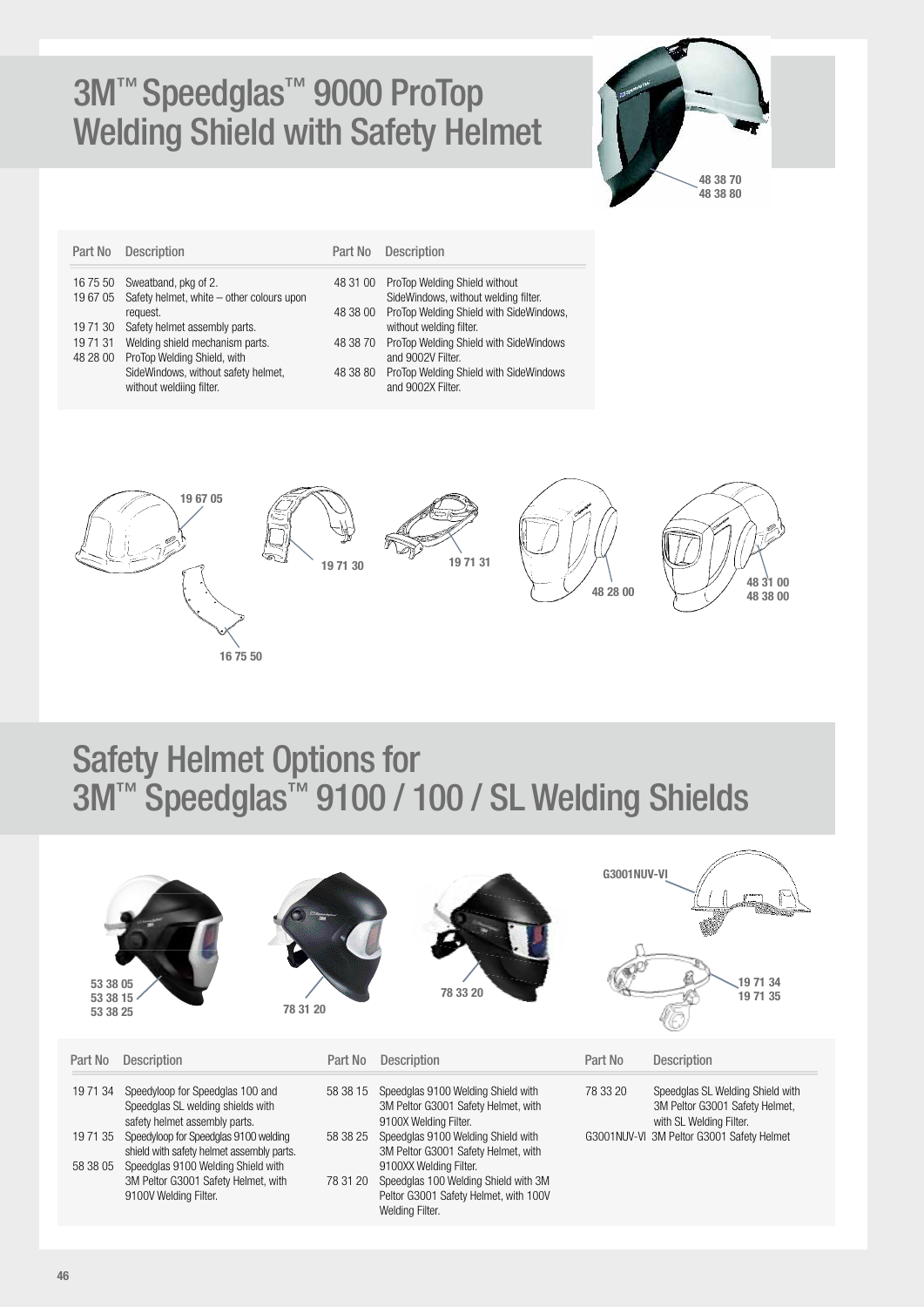# 3M™ Speedglas™ 9000 ProTop Welding Shield with Safety Helmet

48 38 70
48 38 80

| Part No | Description | Part No | Description |
|---|---|---|---|
| 16 75 50 | Sweatband, pkg of 2. | 48 31 00 | ProTop Welding Shield without SideWindows, without welding filter. |
| 19 67 05 | Safety helmet, white – other colours upon request. | 48 38 00 | ProTop Welding Shield with SideWindows, without welding filter. |
| 19 71 30 | Safety helmet assembly parts. | 48 38 70 | ProTop Welding Shield with SideWindows and 9002V Filter. |
| 19 71 31 | Welding shield mechanism parts. | 48 38 80 | ProTop Welding Shield with SideWindows and 9002X Filter. |
| 48 28 00 | ProTop Welding Shield, with SideWindows, without safety helmet, without weldiing filter. | | |

19 67 05 16 75 50 19 71 30 19 71 31 48 28 00 48 31 00 48 38 00

# Safety Helmet Options for 3M™ Speedglas™ 9100 / 100 / SL Welding Shields

53 38 05
53 38 15
53 38 25

78 31 20

78 33 20

G3001NUV-VI

19 71 34
19 71 35

| Part No | Description | Part No | Description | Part No | Description |
|---|---|---|---|---|---|
| 19 71 34 | Speedyloop for Speedglas 100 and Speedglas SL welding shields with safety helmet assembly parts. | 58 38 15 | Speedglas 9100 Welding Shield with 3M Peltor G3001 Safety Helmet, with 9100X Welding Filter. | 78 33 20 | Speedglas SL Welding Shield with 3M Peltor G3001 Safety Helmet, with SL Welding Filter. |
| 19 71 35 | Speedyloop for Speedglas 9100 welding shield with safety helmet assembly parts. | 58 38 25 | Speedglas 9100 Welding Shield with 3M Peltor G3001 Safety Helmet, with 9100XX Welding Filter. | G3001NUV-VI | 3M Peltor G3001 Safety Helmet |
| 58 38 05 | Speedglas 9100 Welding Shield with 3M Peltor G3001 Safety Helmet, with 9100V Welding Filter. | 78 31 20 | Speedglas 100 Welding Shield with 3M Peltor G3001 Safety Helmet, with 100V Welding Filter. | | |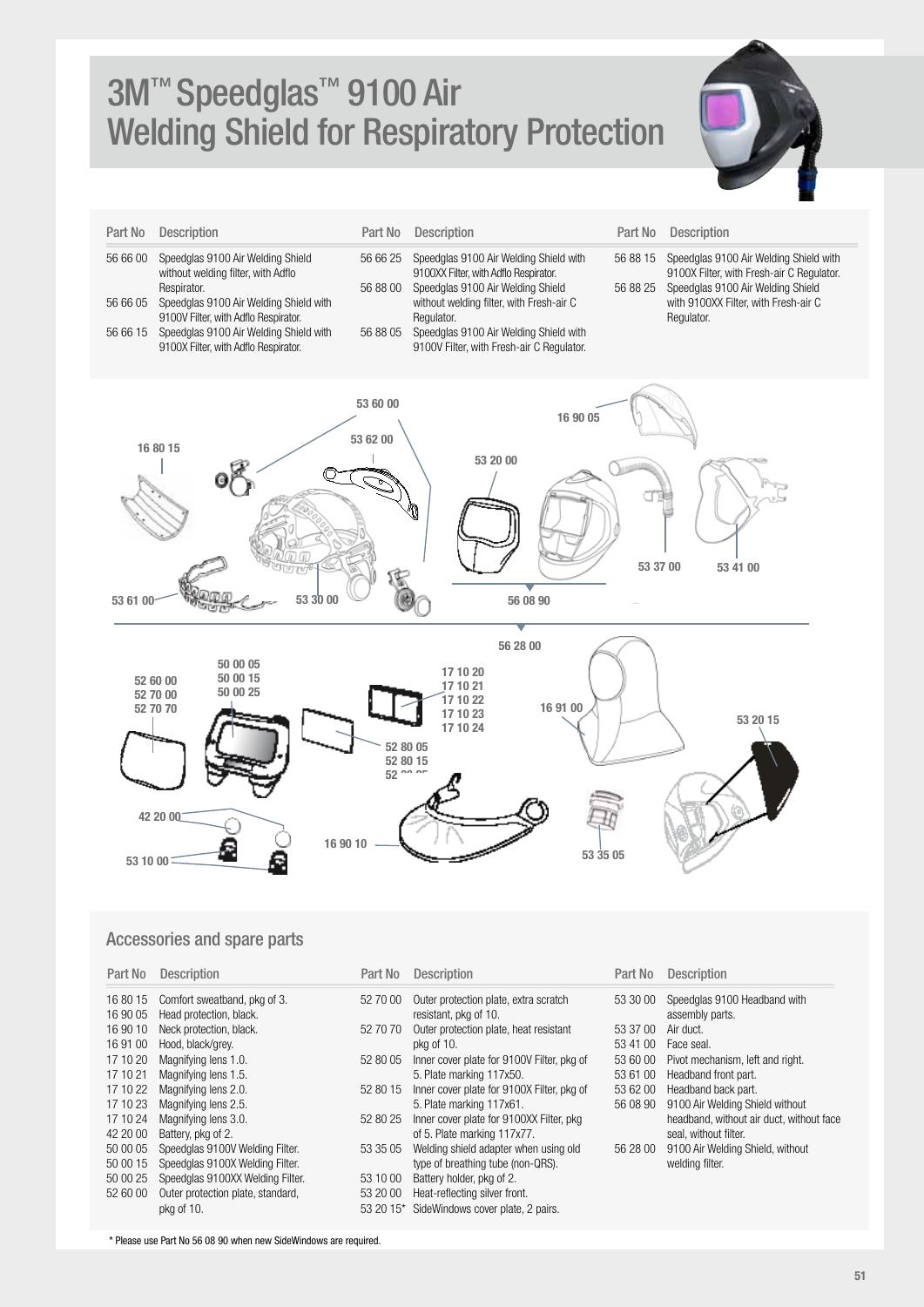# 3M™ Speedglas™ 9100 Air Welding Shield for Respiratory Protection

| Part No | Description | Part No | Description | Part No | Description |
|---|---|---|---|---|---|
| 56 66 00 | Speedglas 9100 Air Welding Shield without welding filter, with Adflo Respirator. | 56 66 25 | Speedglas 9100 Air Welding Shield with 9100XX Filter, with Adflo Respirator. | 56 88 15 | Speedglas 9100 Air Welding Shield with 9100X Filter, with Fresh-air C Regulator. |
| 56 66 05 | Speedglas 9100 Air Welding Shield with 9100V Filter, with Adflo Respirator. | 56 88 00 | Speedglas 9100 Air Welding Shield without welding filter, with Fresh-air C Regulator. | 56 88 25 | Speedglas 9100 Air Welding Shield with 9100XX Filter, with Fresh-air C Regulator. |
| 56 66 15 | Speedglas 9100 Air Welding Shield with 9100X Filter, with Adflo Respirator. | 56 88 05 | Speedglas 9100 Air Welding Shield with 9100V Filter, with Fresh-air C Regulator. | | |

## Accessories and spare parts

| Part No | Description | Part No | Description | Part No | Description |
|---|---|---|---|---|---|
| 16 80 15 | Comfort sweatband, pkg of 3. | 52 70 00 | Outer protection plate, extra scratch resistant, pkg of 10. | 53 30 00 | Speedglas 9100 Headband with assembly parts. |
| 16 90 05 | Head protection, black. | 52 70 70 | Outer protection plate, heat resistant pkg of 10. | 53 37 00 | Air duct. |
| 16 90 10 | Neck protection, black. | 52 80 05 | Inner cover plate for 9100V Filter, pkg of 5. Plate marking 117x50. | 53 41 00 | Face seal. |
| 16 91 00 | Hood, black/grey. | 52 80 15 | Inner cover plate for 9100X Filter, pkg of 5. Plate marking 117x61. | 53 60 00 | Pivot mechanism, left and right. |
| 17 10 20 | Magnifying lens 1.0. | 52 80 25 | Inner cover plate for 9100XX Filter, pkg of 5. Plate marking 117x77. | 53 61 00 | Headband front part. |
| 17 10 21 | Magnifying lens 1.5. | 53 35 05 | Welding shield adapter when using old type of breathing tube (non-QRS). | 53 62 00 | Headband back part. |
| 17 10 22 | Magnifying lens 2.0. | 53 10 00 | Battery holder, pkg of 2. | 56 08 90 | 9100 Air Welding Shield without headband, without air duct, without face seal, without filter. |
| 17 10 23 | Magnifying lens 2.5. | 53 20 00 | Heat-reflecting silver front. | 56 28 00 | 9100 Air Welding Shield, without welding filter. |
| 17 10 24 | Magnifying lens 3.0. | 53 20 15* | SideWindows cover plate, 2 pairs. | | |
| 42 20 00 | Battery, pkg of 2. | | | | |
| 50 00 05 | Speedglas 9100V Welding Filter. | | | | |
| 50 00 15 | Speedglas 9100X Welding Filter. | | | | |
| 50 00 25 | Speedglas 9100XX Welding Filter. | | | | |
| 52 60 00 | Outer protection plate, standard, pkg of 10. | | | | |

\* Please use Part No 56 08 90 when new SideWindows are required.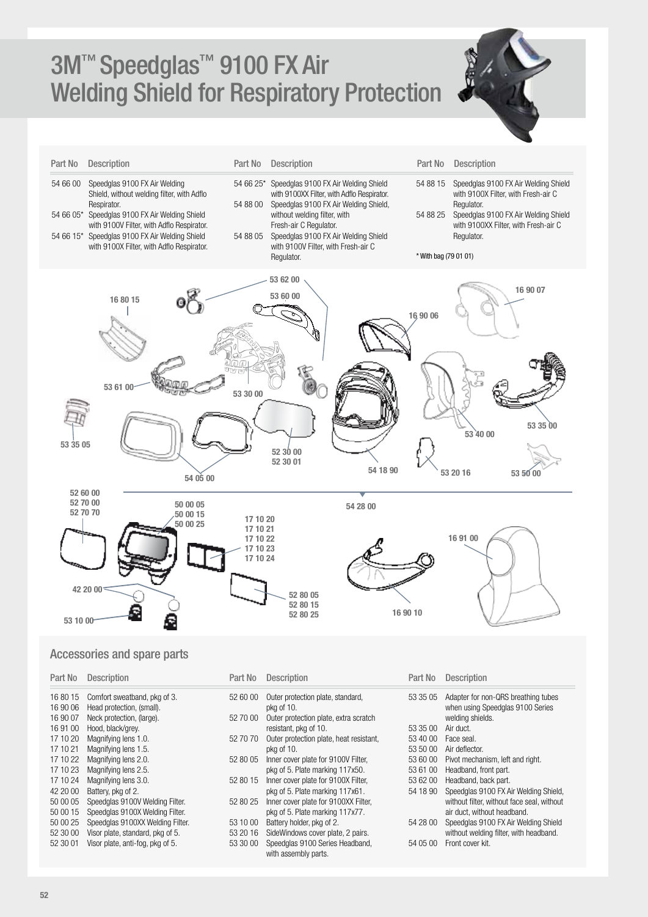# 3M™ Speedglas™ 9100 FX Air Welding Shield for Respiratory Protection

| Part No | Description |
|---|---|
| 54 66 00 | Speedglas 9100 FX Air Welding Shield, without welding filter, with Adflo Respirator. |
| 54 66 05* | Speedglas 9100 FX Air Welding Shield with 9100V Filter, with Adflo Respirator. |
| 54 66 15* | Speedglas 9100 FX Air Welding Shield with 9100X Filter, with Adflo Respirator. |
| 54 66 25* | Speedglas 9100 FX Air Welding Shield with 9100XX Filter, with Adflo Respirator. |
| 54 88 00 | Speedglas 9100 FX Air Welding Shield, without welding filter, with Fresh-air C Regulator. |
| 54 88 05 | Speedglas 9100 FX Air Welding Shield with 9100V Filter, with Fresh-air C Regulator. |
| 54 88 15 | Speedglas 9100 FX Air Welding Shield with 9100X Filter, with Fresh-air C Regulator. |
| 54 88 25 | Speedglas 9100 FX Air Welding Shield with 9100XX Filter, with Fresh-air C Regulator. |

\* With bag (79 01 01)

## Accessories and spare parts

| Part No | Description |
|---|---|
| 16 80 15 | Comfort sweatband, pkg of 3. |
| 16 90 06 | Head protection, (small). |
| 16 90 07 | Neck protection, (large). |
| 16 91 00 | Hood, black/grey. |
| 17 10 20 | Magnifying lens 1.0. |
| 17 10 21 | Magnifying lens 1.5. |
| 17 10 22 | Magnifying lens 2.0. |
| 17 10 23 | Magnifying lens 2.5. |
| 17 10 24 | Magnifying lens 3.0. |
| 42 20 00 | Battery, pkg of 2. |
| 50 00 05 | Speedglas 9100V Welding Filter. |
| 50 00 15 | Speedglas 9100X Welding Filter. |
| 50 00 25 | Speedglas 9100XX Welding Filter. |
| 52 30 00 | Visor plate, standard, pkg of 5. |
| 52 30 01 | Visor plate, anti-fog, pkg of 5. |
| 52 60 00 | Outer protection plate, standard, pkg of 10. |
| 52 70 00 | Outer protection plate, extra scratch resistant, pkg of 10. |
| 52 70 70 | Outer protection plate, heat resistant, pkg of 10. |
| 52 80 05 | Inner cover plate for 9100V Filter, pkg of 5. Plate marking 117x50. |
| 52 80 15 | Inner cover plate for 9100X Filter, pkg of 5. Plate marking 117x61. |
| 52 80 25 | Inner cover plate for 9100XX Filter, pkg of 5. Plate marking 117x77. |
| 53 10 00 | Battery holder, pkg of 2. |
| 53 20 16 | SideWindows cover plate, 2 pairs. |
| 53 30 00 | Speedglas 9100 Series Headband, with assembly parts. |
| 53 35 05 | Adapter for non-QRS breathing tubes when using Speedglas 9100 Series welding shields. |
| 53 35 00 | Air duct. |
| 53 40 00 | Face seal. |
| 53 50 00 | Air deflector. |
| 53 60 00 | Pivot mechanism, left and right. |
| 53 61 00 | Headband, front part. |
| 53 62 00 | Headband, back part. |
| 54 18 90 | Speedglas 9100 FX Air Welding Shield, without filter, without face seal, without air duct, without headband. |
| 54 28 00 | Speedglas 9100 FX Air Welding Shield without welding filter, with headband. |
| 54 05 00 | Front cover kit. |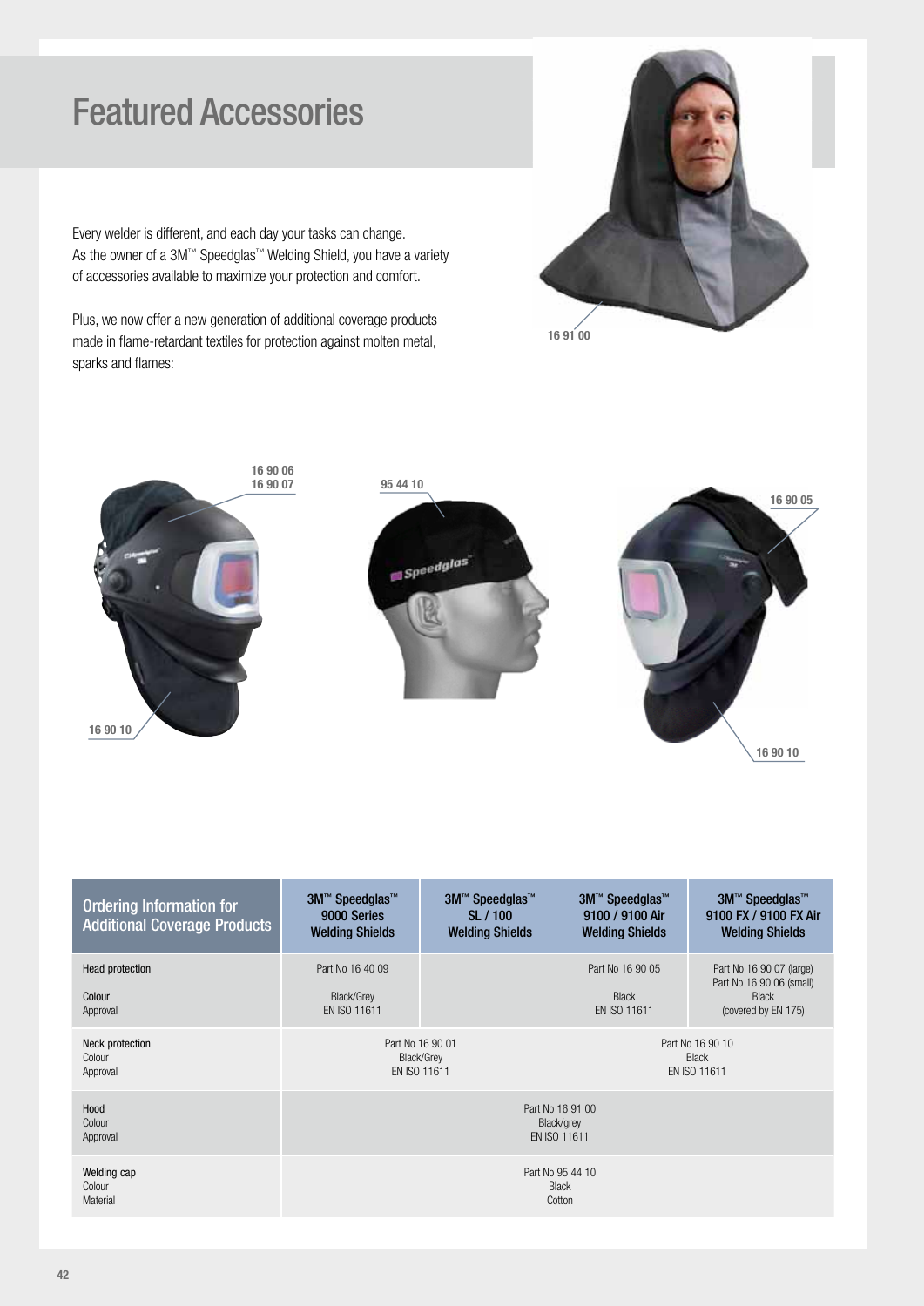# Featured Accessories

Every welder is different, and each day your tasks can change. As the owner of a 3M™ Speedglas™ Welding Shield, you have a variety of accessories available to maximize your protection and comfort.

Plus, we now offer a new generation of additional coverage products made in flame-retardant textiles for protection against molten metal, sparks and flames:

16 91 00

16 90 06
16 90 07

16 90 10

95 44 10

16 90 05

16 90 10

| Ordering Information for Additional Coverage Products | 3M™ Speedglas™ 9000 Series Welding Shields | 3M™ Speedglas™ SL / 100 Welding Shields | 3M™ Speedglas™ 9100 / 9100 Air Welding Shields | 3M™ Speedglas™ 9100 FX / 9100 FX Air Welding Shields |
|---|---|---|---|---|
| Head protection<br><br>Colour<br>Approval | Part No 16 40 09<br><br>Black/Grey<br>EN ISO 11611 | | Part No 16 90 05<br><br>Black<br>EN ISO 11611 | Part No 16 90 07 (large)<br>Part No 16 90 06 (small)<br>Black<br>(covered by EN 175) |
| Neck protection<br>Colour<br>Approval | Part No 16 90 01<br>Black/Grey<br>EN ISO 11611 | | Part No 16 90 10<br>Black<br>EN ISO 11611 | |
| Hood<br>Colour<br>Approval | Part No 16 91 00<br>Black/grey<br>EN ISO 11611 | | | |
| Welding cap<br>Colour<br>Material | Part No 95 44 10<br>Black<br>Cotton | | | |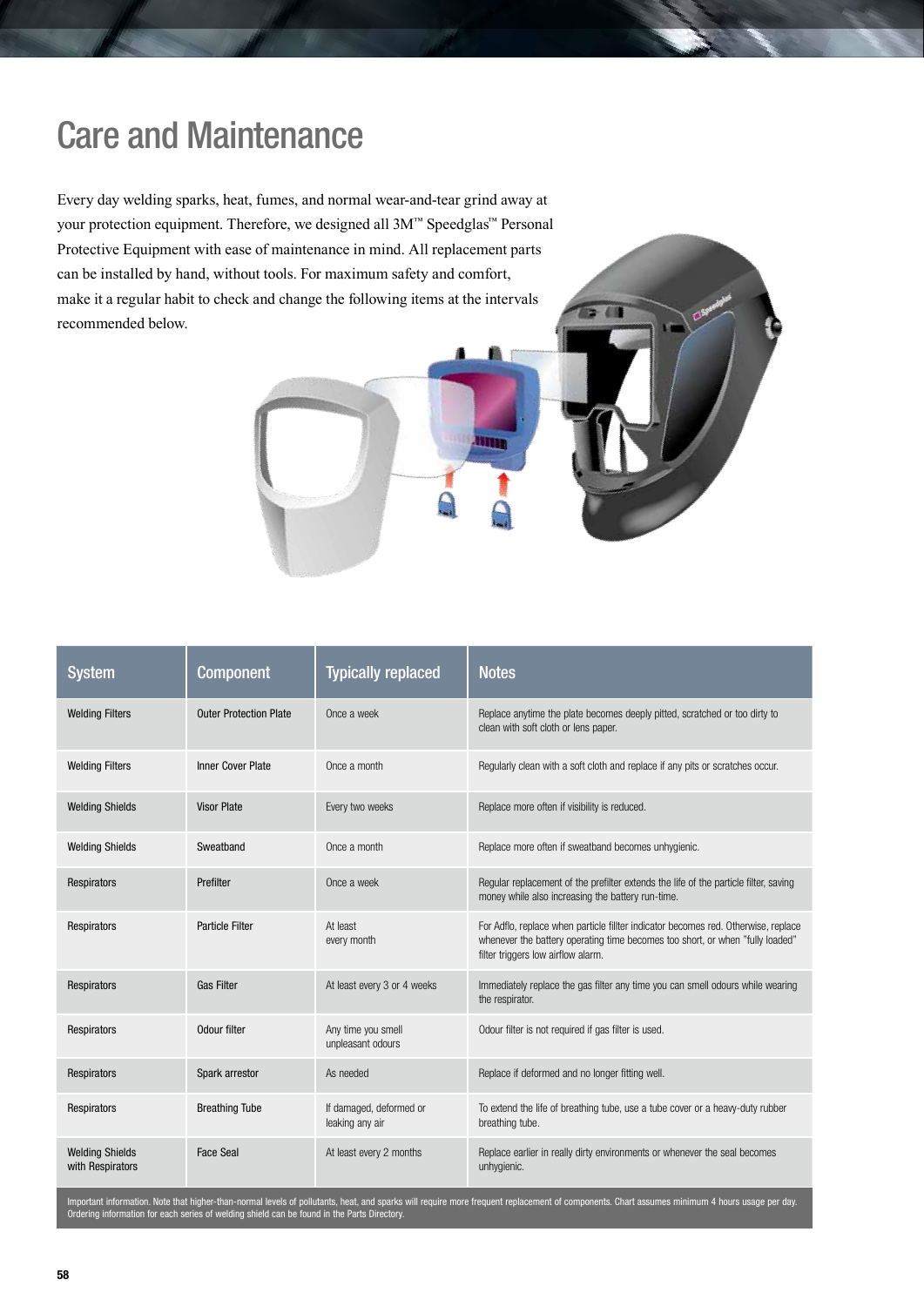# Care and Maintenance

Every day welding sparks, heat, fumes, and normal wear-and-tear grind away at your protection equipment. Therefore, we designed all 3M™ Speedglas™ Personal Protective Equipment with ease of maintenance in mind. All replacement parts can be installed by hand, without tools. For maximum safety and comfort, make it a regular habit to check and change the following items at the intervals recommended below.

| System | Component | Typically replaced | Notes |
| --- | --- | --- | --- |
| Welding Filters | Outer Protection Plate | Once a week | Replace anytime the plate becomes deeply pitted, scratched or too dirty to clean with soft cloth or lens paper. |
| Welding Filters | Inner Cover Plate | Once a month | Regularly clean with a soft cloth and replace if any pits or scratches occur. |
| Welding Shields | Visor Plate | Every two weeks | Replace more often if visibility is reduced. |
| Welding Shields | Sweatband | Once a month | Replace more often if sweatband becomes unhygienic. |
| Respirators | Prefilter | Once a week | Regular replacement of the prefilter extends the life of the particle filter, saving money while also increasing the battery run-time. |
| Respirators | Particle Filter | At least every month | For Adflo, replace when particle fillter indicator becomes red. Otherwise, replace whenever the battery operating time becomes too short, or when "fully loaded" filter triggers low airflow alarm. |
| Respirators | Gas Filter | At least every 3 or 4 weeks | Immediately replace the gas filter any time you can smell odours while wearing the respirator. |
| Respirators | Odour filter | Any time you smell unpleasant odours | Odour filter is not required if gas filter is used. |
| Respirators | Spark arrestor | As needed | Replace if deformed and no longer fitting well. |
| Respirators | Breathing Tube | If damaged, deformed or leaking any air | To extend the life of breathing tube, use a tube cover or a heavy-duty rubber breathing tube. |
| Welding Shields with Respirators | Face Seal | At least every 2 months | Replace earlier in really dirty environments or whenever the seal becomes unhygienic. |

Important information. Note that higher-than-normal levels of pollutants, heat, and sparks will require more frequent replacement of components. Chart assumes minimum 4 hours usage per day. Ordering information for each series of welding shield can be found in the Parts Directory.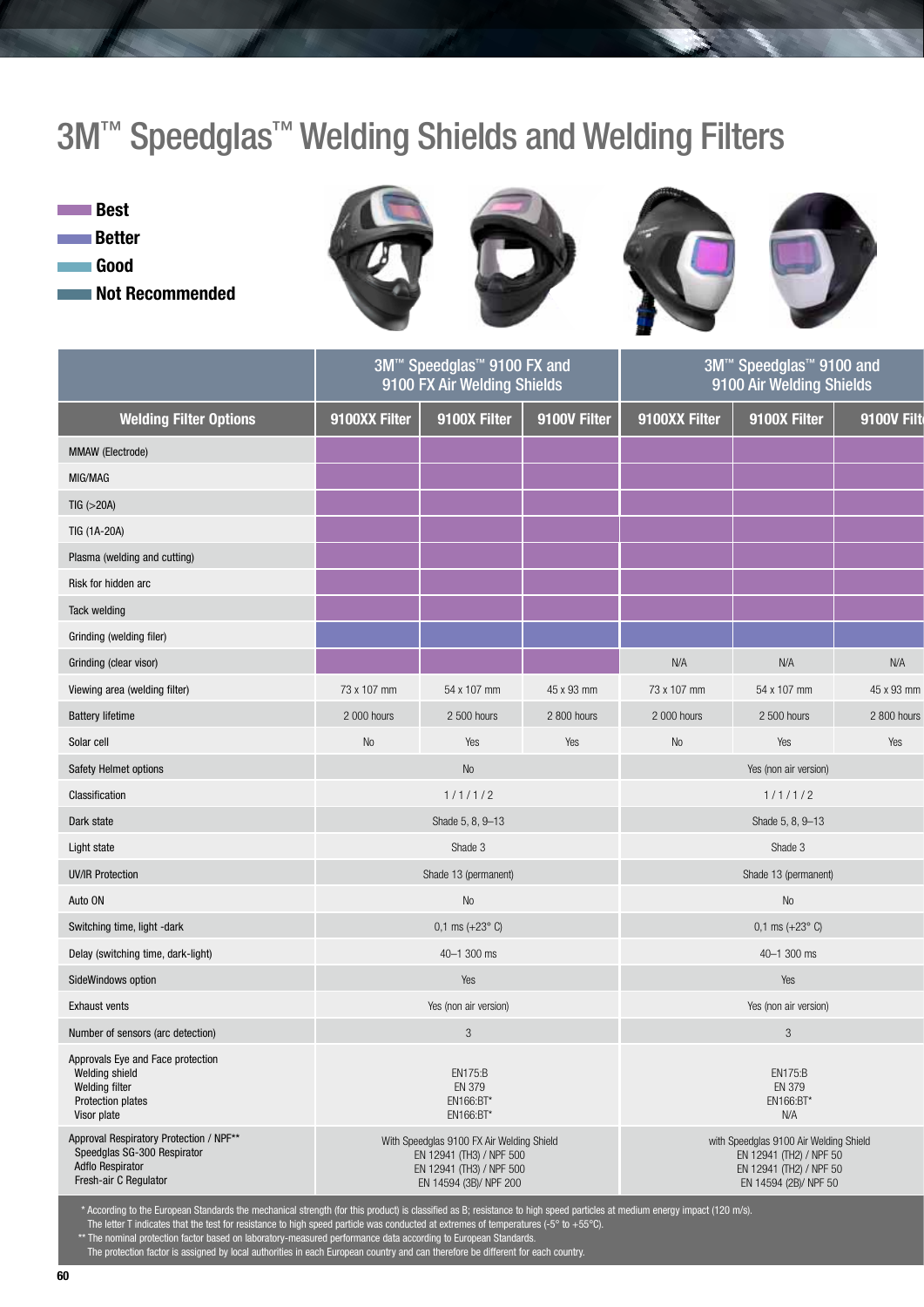# 3M™ Speedglas™ Welding Shields and Welding Filters

- **Best**
- **Better**
- **Good**
- **Not Recommended**

| Welding Filter Options | 3M™ Speedglas™ 9100 FX and 9100 FX Air Welding Shields | | | 3M™ Speedglas™ 9100 and 9100 Air Welding Shields | | |
|---|---|---|---|---|---|---|
| | 9100XX Filter | 9100X Filter | 9100V Filter | 9100XX Filter | 9100X Filter | 9100V Filter |
| MMAW (Electrode) | Best | Best | Best | Best | Best | Best |
| MIG/MAG | Best | Best | Best | Best | Best | Best |
| TIG (>20A) | Best | Best | Best | Best | Best | Best |
| TIG (1A-20A) | Best | Best | Best | Best | Best | Best |
| Plasma (welding and cutting) | Best | Best | Best | Best | Best | Best |
| Risk for hidden arc | Best | Best | Best | Best | Best | Best |
| Tack welding | Best | Best | Best | Best | Best | Best |
| Grinding (welding filer) | Better | Better | Better | Better | Better | Better |
| Grinding (clear visor) | Best | Best | Best | N/A | N/A | N/A |
| Viewing area (welding filter) | 73 x 107 mm | 54 x 107 mm | 45 x 93 mm | 73 x 107 mm | 54 x 107 mm | 45 x 93 mm |
| Battery lifetime | 2 000 hours | 2 500 hours | 2 800 hours | 2 000 hours | 2 500 hours | 2 800 hours |
| Solar cell | No | Yes | Yes | No | Yes | Yes |
| Safety Helmet options | No | | | Yes (non air version) | | |
| Classification | 1 / 1 / 1 / 2 | | | 1 / 1 / 1 / 2 | | |
| Dark state | Shade 5, 8, 9–13 | | | Shade 5, 8, 9–13 | | |
| Light state | Shade 3 | | | Shade 3 | | |
| UV/IR Protection | Shade 13 (permanent) | | | Shade 13 (permanent) | | |
| Auto ON | No | | | No | | |
| Switching time, light -dark | 0,1 ms (+23° C) | | | 0,1 ms (+23° C) | | |
| Delay (switching time, dark-light) | 40–1 300 ms | | | 40–1 300 ms | | |
| SideWindows option | Yes | | | Yes | | |
| Exhaust vents | Yes (non air version) | | | Yes (non air version) | | |
| Number of sensors (arc detection) | 3 | | | 3 | | |
| Approvals Eye and Face protection: Welding shield / Welding filter / Protection plates / Visor plate | EN175:B / EN 379 / EN166:BT* / EN166:BT* | | | EN175:B / EN 379 / EN166:BT* / N/A | | |
| Approval Respiratory Protection / NPF**: Speedglas SG-300 Respirator / Adflo Respirator / Fresh-air C Regulator | With Speedglas 9100 FX Air Welding Shield: EN 12941 (TH3) / NPF 500 / EN 12941 (TH3) / NPF 500 / EN 14594 (3B)/ NPF 200 | | | with Speedglas 9100 Air Welding Shield: EN 12941 (TH2) / NPF 50 / EN 12941 (TH2) / NPF 50 / EN 14594 (2B)/ NPF 50 | | |

\* According to the European Standards the mechanical strength (for this product) is classified as B; resistance to high speed particles at medium energy impact (120 m/s). The letter T indicates that the test for resistance to high speed particle was conducted at extremes of temperatures (-5° to +55°C).

\*\* The nominal protection factor based on laboratory-measured performance data according to European Standards. The protection factor is assigned by local authorities in each European country and can therefore be different for each country.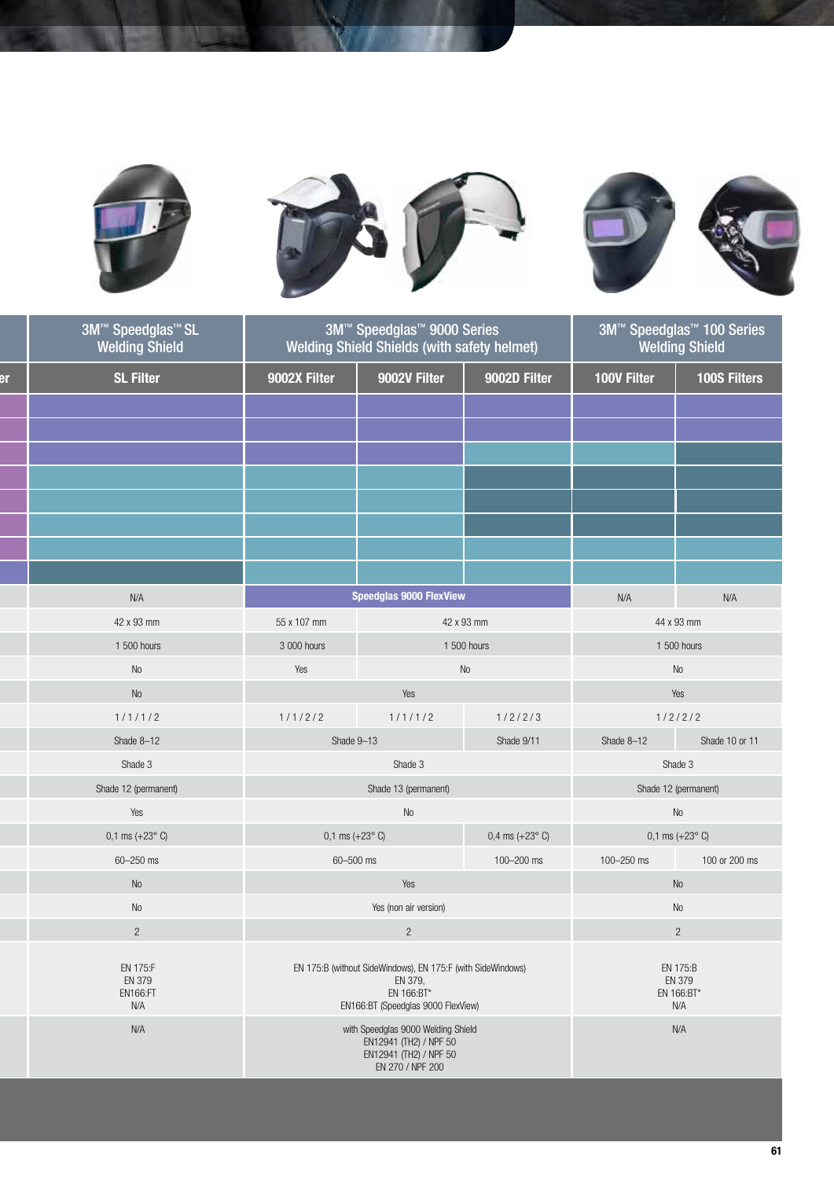| 3M™ Speedglas™ SL Welding Shield | 3M™ Speedglas™ 9000 Series Welding Shield Shields (with safety helmet) | | | 3M™ Speedglas™ 100 Series Welding Shield | |
|---|---|---|---|---|---|
| SL Filter | 9002X Filter | 9002V Filter | 9002D Filter | 100V Filter | 100S Filters |
| | | | | | |
| | | | | | |
| | | | | | |
| | | | | | |
| | | | | | |
| | | | | | |
| | | | | | |
| | | | | | |
| N/A | Speedglas 9000 FlexView | | | N/A | N/A |
| 42 x 93 mm | 55 x 107 mm | 42 x 93 mm | | 44 x 93 mm | |
| 1 500 hours | 3 000 hours | 1 500 hours | | 1 500 hours | |
| No | Yes | No | | No | |
| No | Yes | | | Yes | |
| 1 / 1 / 1 / 2 | 1 / 1 / 2 / 2 | 1 / 1 / 1 / 2 | 1 / 2 / 2 / 3 | 1 / 2 / 2 / 2 | |
| Shade 8–12 | Shade 9–13 | | Shade 9/11 | Shade 8–12 | Shade 10 or 11 |
| Shade 3 | Shade 3 | | | Shade 3 | |
| Shade 12 (permanent) | Shade 13 (permanent) | | | Shade 12 (permanent) | |
| Yes | No | | | No | |
| 0,1 ms (+23° C) | 0,1 ms (+23° C) | | 0,4 ms (+23° C) | 0,1 ms (+23° C) | |
| 60–250 ms | 60–500 ms | | 100–200 ms | 100–250 ms | 100 or 200 ms |
| No | Yes | | | No | |
| No | Yes (non air version) | | | No | |
| 2 | 2 | | | 2 | |
| EN 175:F<br>EN 379<br>EN166:FT<br>N/A | EN 175:B (without SideWindows), EN 175:F (with SideWindows)<br>EN 379,<br>EN 166:BT*<br>EN166:BT (Speedglas 9000 FlexView) | | | EN 175:B<br>EN 379<br>EN 166:BT*<br>N/A | |
| N/A | with Speedglas 9000 Welding Shield<br>EN12941 (TH2) / NPF 50<br>EN12941 (TH2) / NPF 50<br>EN 270 / NPF 200 | | | N/A | |